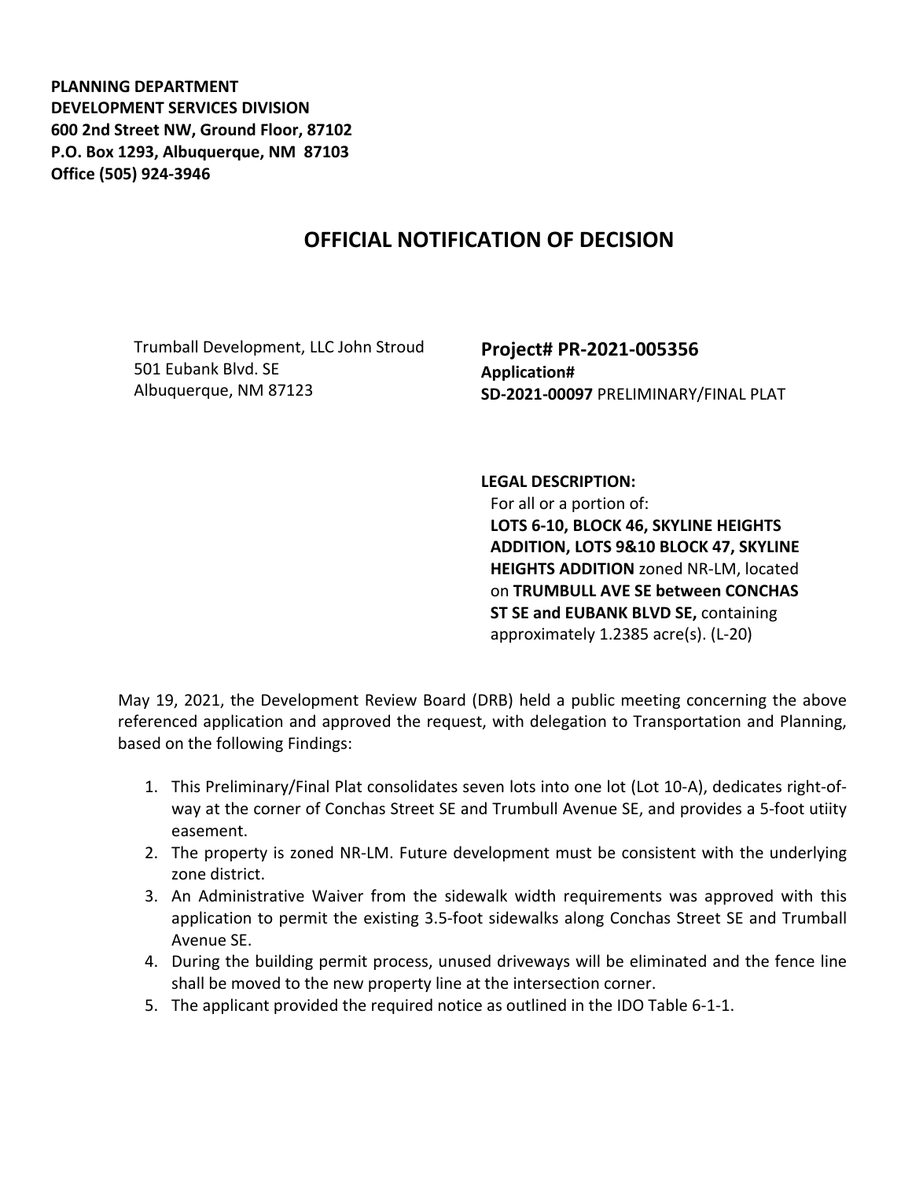**PLANNING DEPARTMENT**
**DEVELOPMENT SERVICES DIVISION**
**600 2nd Street NW, Ground Floor, 87102**
**P.O. Box 1293, Albuquerque, NM 87103**
**Office (505) 924-3946**

# OFFICIAL NOTIFICATION OF DECISION

Trumball Development, LLC John Stroud
501 Eubank Blvd. SE
Albuquerque, NM 87123

**Project# PR-2021-005356**
**Application#**
**SD-2021-00097** PRELIMINARY/FINAL PLAT

**LEGAL DESCRIPTION:**
For all or a portion of:
**LOTS 6-10, BLOCK 46, SKYLINE HEIGHTS ADDITION, LOTS 9&10 BLOCK 47, SKYLINE HEIGHTS ADDITION** zoned NR-LM, located on **TRUMBULL AVE SE between CONCHAS ST SE and EUBANK BLVD SE,** containing approximately 1.2385 acre(s). (L-20)

May 19, 2021, the Development Review Board (DRB) held a public meeting concerning the above referenced application and approved the request, with delegation to Transportation and Planning, based on the following Findings:

1. This Preliminary/Final Plat consolidates seven lots into one lot (Lot 10-A), dedicates right-of-way at the corner of Conchas Street SE and Trumbull Avenue SE, and provides a 5-foot utiity easement.
2. The property is zoned NR-LM. Future development must be consistent with the underlying zone district.
3. An Administrative Waiver from the sidewalk width requirements was approved with this application to permit the existing 3.5-foot sidewalks along Conchas Street SE and Trumball Avenue SE.
4. During the building permit process, unused driveways will be eliminated and the fence line shall be moved to the new property line at the intersection corner.
5. The applicant provided the required notice as outlined in the IDO Table 6-1-1.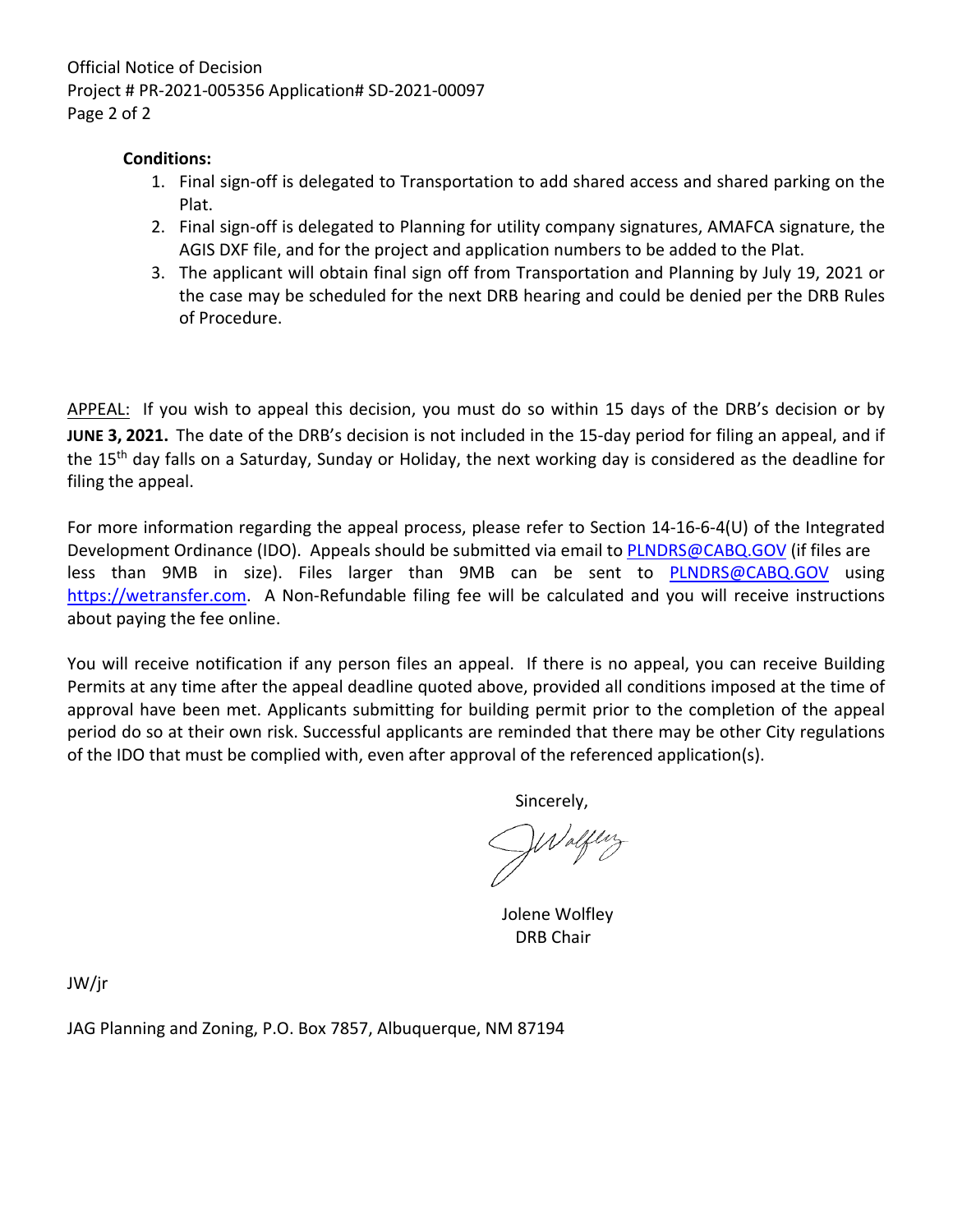**Conditions:**

1. Final sign-off is delegated to Transportation to add shared access and shared parking on the Plat.
2. Final sign-off is delegated to Planning for utility company signatures, AMAFCA signature, the AGIS DXF file, and for the project and application numbers to be added to the Plat.
3. The applicant will obtain final sign off from Transportation and Planning by July 19, 2021 or the case may be scheduled for the next DRB hearing and could be denied per the DRB Rules of Procedure.

APPEAL: If you wish to appeal this decision, you must do so within 15 days of the DRB's decision or by **JUNE 3, 2021.** The date of the DRB's decision is not included in the 15-day period for filing an appeal, and if the 15th day falls on a Saturday, Sunday or Holiday, the next working day is considered as the deadline for filing the appeal.

For more information regarding the appeal process, please refer to Section 14-16-6-4(U) of the Integrated Development Ordinance (IDO). Appeals should be submitted via email to PLNDRS@CABQ.GOV (if files are less than 9MB in size). Files larger than 9MB can be sent to PLNDRS@CABQ.GOV using https://wetransfer.com. A Non-Refundable filing fee will be calculated and you will receive instructions about paying the fee online.

You will receive notification if any person files an appeal. If there is no appeal, you can receive Building Permits at any time after the appeal deadline quoted above, provided all conditions imposed at the time of approval have been met. Applicants submitting for building permit prior to the completion of the appeal period do so at their own risk. Successful applicants are reminded that there may be other City regulations of the IDO that must be complied with, even after approval of the referenced application(s).

Sincerely,

Jolene Wolfley
DRB Chair

JW/jr

JAG Planning and Zoning, P.O. Box 7857, Albuquerque, NM 87194